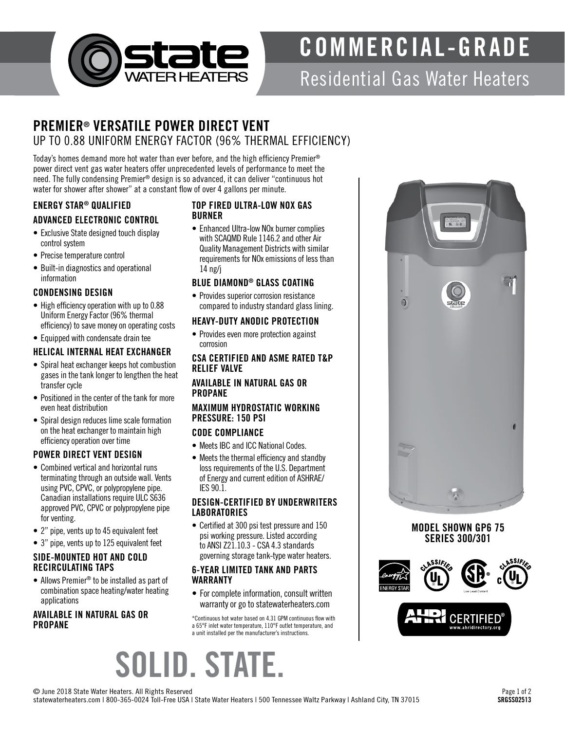# COMMERCIAL-GRADE

Residential Gas Water Heaters

## PREMIER® VERSATILE POWER DIRECT VENT

UP TO 0.88 UNIFORM ENERGY FACTOR (96% THERMAL EFFICIENCY)

Today's homes demand more hot water than ever before, and the high efficiency Premier® power direct vent gas water heaters offer unprecedented levels of performance to meet the need. The fully condensing Premier® design is so advanced, it can deliver "continuous hot water for shower after shower" at a constant flow of over 4 gallons per minute.

### ENERGY STAR® QUALIFIED

### ADVANCED ELECTRONIC CONTROL

- Exclusive State designed touch display control system
- Precise temperature control
- Built-in diagnostics and operational information

### CONDENSING DESIGN

- High efficiency operation with up to 0.88 Uniform Energy Factor (96% thermal efficiency) to save money on operating costs
- Equipped with condensate drain tee

### HELICAL INTERNAL HEAT EXCHANGER

- Spiral heat exchanger keeps hot combustion gases in the tank longer to lengthen the heat transfer cycle
- Positioned in the center of the tank for more even heat distribution
- Spiral design reduces lime scale formation on the heat exchanger to maintain high efficiency operation over time

### POWER DIRECT VENT DESIGN

- Combined vertical and horizontal runs terminating through an outside wall. Vents using PVC, CPVC, or polypropylene pipe. Canadian installations require ULC S636 approved PVC, CPVC or polypropylene pipe for venting.
- 2" pipe, vents up to 45 equivalent feet
- 3" pipe, vents up to 125 equivalent feet

### SIDE-MOUNTED HOT AND COLD RECIRCULATING TAPS

- Allows Premier® to be installed as part of combination space heating/water heating applications

### AVAILABLE IN NATURAL GAS OR PROPANE

### TOP FIRED ULTRA-LOW NOX GAS BURNER

- Enhanced Ultra-low NOx burner complies with SCAQMD Rule 1146.2 and other Air Quality Management Districts with similar requirements for NOx emissions of less than 14 ng/j

### BLUE DIAMOND® GLASS COATING

- Provides superior corrosion resistance compared to industry standard glass lining.

### HEAVY-DUTY ANODIC PROTECTION

- Provides even more protection against corrosion

### CSA CERTIFIED AND ASME RATED T&P RELIEF VALVE

### AVAILABLE IN NATURAL GAS OR PROPANE

### MAXIMUM HYDROSTATIC WORKING PRESSURE: 150 PSI

### CODE COMPLIANCE

- Meets IBC and ICC National Codes.
- Meets the thermal efficiency and standby loss requirements of the U.S. Department of Energy and current edition of ASHRAE/IES 90.1.

### DESIGN-CERTIFIED BY UNDERWRITERS LABORATORIES

- Certified at 300 psi test pressure and 150 psi working pressure. Listed according to ANSI Z21.10.3 - CSA 4.3 standards governing storage tank-type water heaters.

### 6-YEAR LIMITED TANK AND PARTS WARRANTY

- For complete information, consult written warranty or go to statewaterheaters.com

*Continuous hot water based on 4.31 GPM continuous flow with a 65°F inlet water temperature, 110°F outlet temperature, and a unit installed per the manufacturer's instructions.

**MODEL SHOWN GP6 75 SERIES 300/301**

# SOLID. STATE.

© June 2018 State Water Heaters. All Rights Reserved
statewaterheaters.com | 800-365-0024 Toll-Free USA | State Water Heaters | 500 Tennessee Waltz Parkway | Ashland City, TN 37015

SRGSS02513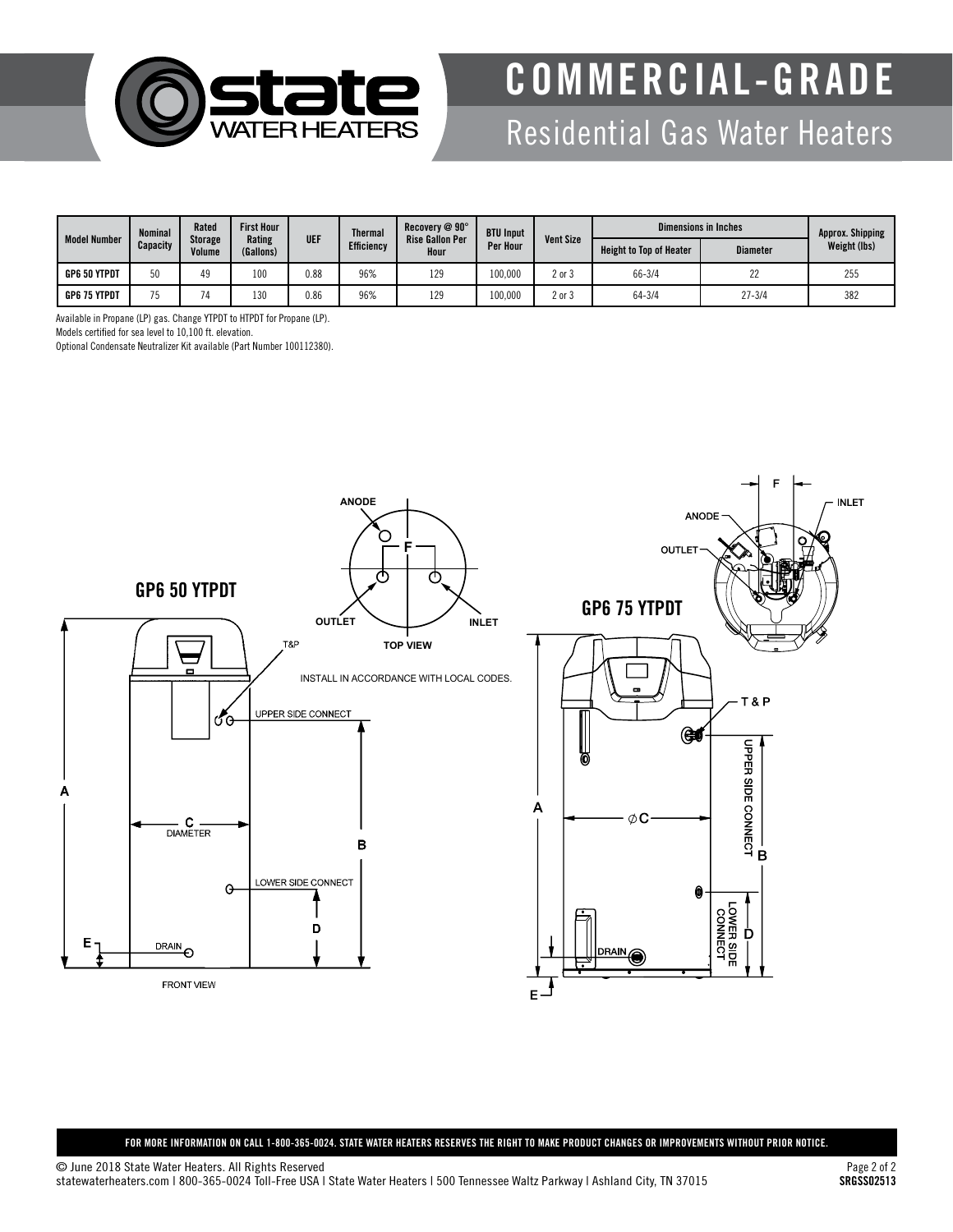# COMMERCIAL-GRADE

## Residential Gas Water Heaters

| Model Number | Nominal Capacity | Rated Storage Volume | First Hour Rating (Gallons) | UEF | Thermal Efficiency | Recovery @ 90° Rise Gallon Per Hour | BTU Input Per Hour | Vent Size | Dimensions in Inches | | Approx. Shipping Weight (lbs) |
|---|---|---|---|---|---|---|---|---|---|---|---|
| | | | | | | | | | Height to Top of Heater | Diameter | |
| **GP6 50 YTPDT** | 50 | 49 | 100 | 0.88 | 96% | 129 | 100,000 | 2 or 3 | 66-3/4 | 22 | 255 |
| **GP6 75 YTPDT** | 75 | 74 | 130 | 0.86 | 96% | 129 | 100,000 | 2 or 3 | 64-3/4 | 27-3/4 | 382 |

Available in Propane (LP) gas. Change YTPDT to HTPDT for Propane (LP).
Models certified for sea level to 10,100 ft. elevation.
Optional Condensate Neutralizer Kit available (Part Number 100112380).

**GP6 50 YTPDT**

ANODE
F
OUTLET
INLET
TOP VIEW

INSTALL IN ACCORDANCE WITH LOCAL CODES.

T&P
UPPER SIDE CONNECT
A
C
DIAMETER
B
LOWER SIDE CONNECT
D
E
DRAIN
FRONT VIEW

**GP6 75 YTPDT**

F
ANODE
INLET
OUTLET
T & P
UPPER SIDE CONNECT
A
ØC
B
LOWER SIDE CONNECT
D
DRAIN
E

FOR MORE INFORMATION ON CALL 1-800-365-0024. STATE WATER HEATERS RESERVES THE RIGHT TO MAKE PRODUCT CHANGES OR IMPROVEMENTS WITHOUT PRIOR NOTICE.

© June 2018 State Water Heaters. All Rights Reserved
statewaterheaters.com | 800-365-0024 Toll-Free USA | State Water Heaters | 500 Tennessee Waltz Parkway | Ashland City, TN 37015

SRGSS02513